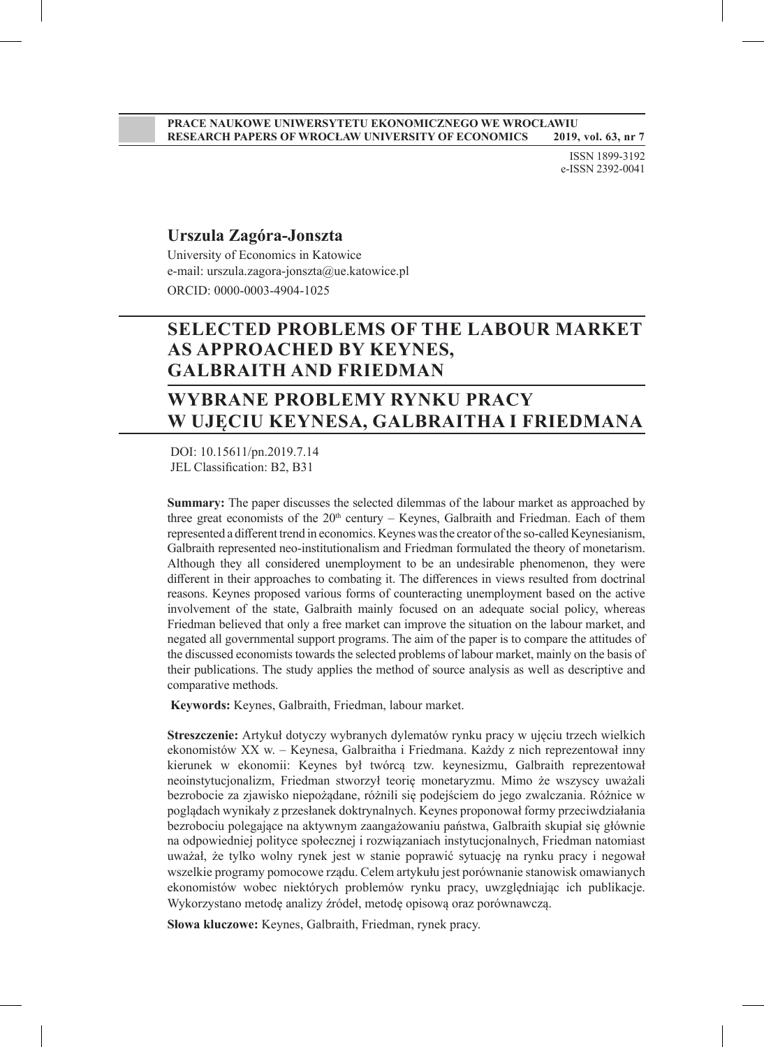**PRACE NAUKOWE UNIWERSYTETU EKONOMICZNEGO WE WROCŁAWIU**
**RESEARCH PAPERS OF WROCŁAW UNIVERSITY OF ECONOMICS 2019, vol. 63, nr 7**

ISSN 1899-3192
e-ISSN 2392-0041

**Urszula Zagóra-Jonszta**

University of Economics in Katowice
e-mail: urszula.zagora-jonszta@ue.katowice.pl
ORCID: 0000-0003-4904-1025

# SELECTED PROBLEMS OF THE LABOUR MARKET AS APPROACHED BY KEYNES, GALBRAITH AND FRIEDMAN

# WYBRANE PROBLEMY RYNKU PRACY W UJĘCIU KEYNESA, GALBRAITHA I FRIEDMANA

DOI: 10.15611/pn.2019.7.14
JEL Classification: B2, B31

**Summary:** The paper discusses the selected dilemmas of the labour market as approached by three great economists of the 20th century – Keynes, Galbraith and Friedman. Each of them represented a different trend in economics. Keynes was the creator of the so-called Keynesianism, Galbraith represented neo-institutionalism and Friedman formulated the theory of monetarism. Although they all considered unemployment to be an undesirable phenomenon, they were different in their approaches to combating it. The differences in views resulted from doctrinal reasons. Keynes proposed various forms of counteracting unemployment based on the active involvement of the state, Galbraith mainly focused on an adequate social policy, whereas Friedman believed that only a free market can improve the situation on the labour market, and negated all governmental support programs. The aim of the paper is to compare the attitudes of the discussed economists towards the selected problems of labour market, mainly on the basis of their publications. The study applies the method of source analysis as well as descriptive and comparative methods.

**Keywords:** Keynes, Galbraith, Friedman, labour market.

**Streszczenie:** Artykuł dotyczy wybranych dylematów rynku pracy w ujęciu trzech wielkich ekonomistów XX w. – Keynesa, Galbraitha i Friedmana. Każdy z nich reprezentował inny kierunek w ekonomii: Keynes był twórcą tzw. keynesizmu, Galbraith reprezentował neoinstytucjonalizm, Friedman stworzył teorię monetaryzmu. Mimo że wszyscy uważali bezrobocie za zjawisko niepożądane, różnili się podejściem do jego zwalczania. Różnice w poglądach wynikały z przesłanek doktrynalnych. Keynes proponował formy przeciwdziałania bezrobociu polegające na aktywnym zaangażowaniu państwa, Galbraith skupiał się głównie na odpowiedniej polityce społecznej i rozwiązaniach instytucjonalnych, Friedman natomiast uważał, że tylko wolny rynek jest w stanie poprawić sytuację na rynku pracy i negował wszelkie programy pomocowe rządu. Celem artykułu jest porównanie stanowisk omawianych ekonomistów wobec niektórych problemów rynku pracy, uwzględniając ich publikacje. Wykorzystano metodę analizy źródeł, metodę opisową oraz porównawczą.

**Słowa kluczowe:** Keynes, Galbraith, Friedman, rynek pracy.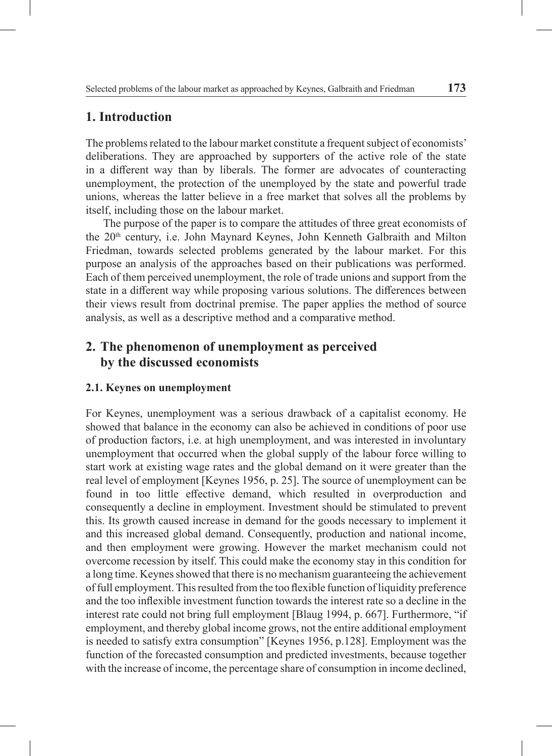## 1. Introduction

The problems related to the labour market constitute a frequent subject of economists' deliberations. They are approached by supporters of the active role of the state in a different way than by liberals. The former are advocates of counteracting unemployment, the protection of the unemployed by the state and powerful trade unions, whereas the latter believe in a free market that solves all the problems by itself, including those on the labour market.

The purpose of the paper is to compare the attitudes of three great economists of the 20th century, i.e. John Maynard Keynes, John Kenneth Galbraith and Milton Friedman, towards selected problems generated by the labour market. For this purpose an analysis of the approaches based on their publications was performed. Each of them perceived unemployment, the role of trade unions and support from the state in a different way while proposing various solutions. The differences between their views result from doctrinal premise. The paper applies the method of source analysis, as well as a descriptive method and a comparative method.

## 2. The phenomenon of unemployment as perceived by the discussed economists

### 2.1. Keynes on unemployment

For Keynes, unemployment was a serious drawback of a capitalist economy. He showed that balance in the economy can also be achieved in conditions of poor use of production factors, i.e. at high unemployment, and was interested in involuntary unemployment that occurred when the global supply of the labour force willing to start work at existing wage rates and the global demand on it were greater than the real level of employment [Keynes 1956, p. 25]. The source of unemployment can be found in too little effective demand, which resulted in overproduction and consequently a decline in employment. Investment should be stimulated to prevent this. Its growth caused increase in demand for the goods necessary to implement it and this increased global demand. Consequently, production and national income, and then employment were growing. However the market mechanism could not overcome recession by itself. This could make the economy stay in this condition for a long time. Keynes showed that there is no mechanism guaranteeing the achievement of full employment. This resulted from the too flexible function of liquidity preference and the too inflexible investment function towards the interest rate so a decline in the interest rate could not bring full employment [Blaug 1994, p. 667]. Furthermore, "if employment, and thereby global income grows, not the entire additional employment is needed to satisfy extra consumption" [Keynes 1956, p.128]. Employment was the function of the forecasted consumption and predicted investments, because together with the increase of income, the percentage share of consumption in income declined,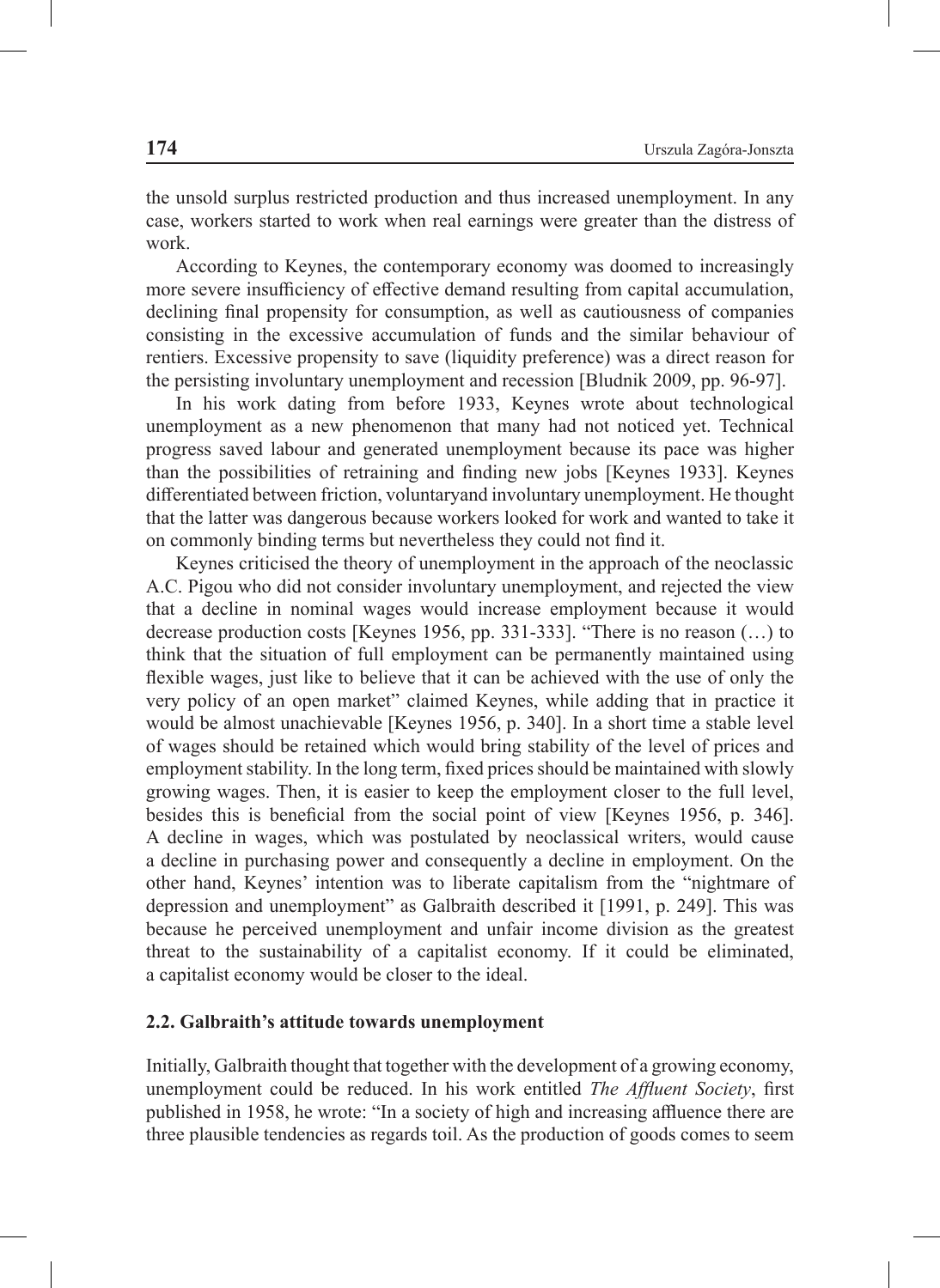the unsold surplus restricted production and thus increased unemployment. In any case, workers started to work when real earnings were greater than the distress of work.

According to Keynes, the contemporary economy was doomed to increasingly more severe insufficiency of effective demand resulting from capital accumulation, declining final propensity for consumption, as well as cautiousness of companies consisting in the excessive accumulation of funds and the similar behaviour of rentiers. Excessive propensity to save (liquidity preference) was a direct reason for the persisting involuntary unemployment and recession [Bludnik 2009, pp. 96-97].

In his work dating from before 1933, Keynes wrote about technological unemployment as a new phenomenon that many had not noticed yet. Technical progress saved labour and generated unemployment because its pace was higher than the possibilities of retraining and finding new jobs [Keynes 1933]. Keynes differentiated between friction, voluntaryand involuntary unemployment. He thought that the latter was dangerous because workers looked for work and wanted to take it on commonly binding terms but nevertheless they could not find it.

Keynes criticised the theory of unemployment in the approach of the neoclassic A.C. Pigou who did not consider involuntary unemployment, and rejected the view that a decline in nominal wages would increase employment because it would decrease production costs [Keynes 1956, pp. 331-333]. "There is no reason (…) to think that the situation of full employment can be permanently maintained using flexible wages, just like to believe that it can be achieved with the use of only the very policy of an open market" claimed Keynes, while adding that in practice it would be almost unachievable [Keynes 1956, p. 340]. In a short time a stable level of wages should be retained which would bring stability of the level of prices and employment stability. In the long term, fixed prices should be maintained with slowly growing wages. Then, it is easier to keep the employment closer to the full level, besides this is beneficial from the social point of view [Keynes 1956, p. 346]. A decline in wages, which was postulated by neoclassical writers, would cause a decline in purchasing power and consequently a decline in employment. On the other hand, Keynes' intention was to liberate capitalism from the "nightmare of depression and unemployment" as Galbraith described it [1991, p. 249]. This was because he perceived unemployment and unfair income division as the greatest threat to the sustainability of a capitalist economy. If it could be eliminated, a capitalist economy would be closer to the ideal.

### 2.2. Galbraith's attitude towards unemployment

Initially, Galbraith thought that together with the development of a growing economy, unemployment could be reduced. In his work entitled *The Affluent Society*, first published in 1958, he wrote: "In a society of high and increasing affluence there are three plausible tendencies as regards toil. As the production of goods comes to seem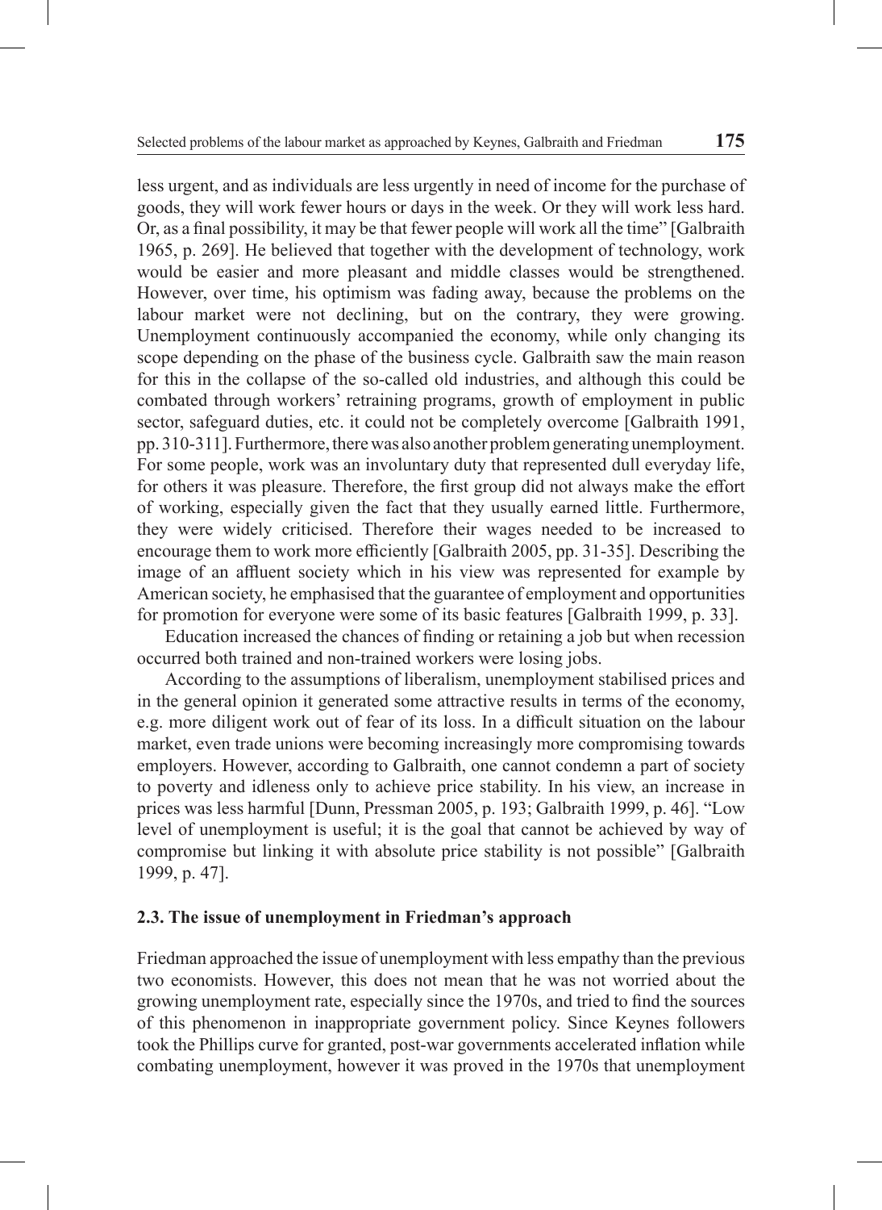less urgent, and as individuals are less urgently in need of income for the purchase of goods, they will work fewer hours or days in the week. Or they will work less hard. Or, as a final possibility, it may be that fewer people will work all the time" [Galbraith 1965, p. 269]. He believed that together with the development of technology, work would be easier and more pleasant and middle classes would be strengthened. However, over time, his optimism was fading away, because the problems on the labour market were not declining, but on the contrary, they were growing. Unemployment continuously accompanied the economy, while only changing its scope depending on the phase of the business cycle. Galbraith saw the main reason for this in the collapse of the so-called old industries, and although this could be combated through workers' retraining programs, growth of employment in public sector, safeguard duties, etc. it could not be completely overcome [Galbraith 1991, pp. 310-311]. Furthermore, there was also another problem generating unemployment. For some people, work was an involuntary duty that represented dull everyday life, for others it was pleasure. Therefore, the first group did not always make the effort of working, especially given the fact that they usually earned little. Furthermore, they were widely criticised. Therefore their wages needed to be increased to encourage them to work more efficiently [Galbraith 2005, pp. 31-35]. Describing the image of an affluent society which in his view was represented for example by American society, he emphasised that the guarantee of employment and opportunities for promotion for everyone were some of its basic features [Galbraith 1999, p. 33].

Education increased the chances of finding or retaining a job but when recession occurred both trained and non-trained workers were losing jobs.

According to the assumptions of liberalism, unemployment stabilised prices and in the general opinion it generated some attractive results in terms of the economy, e.g. more diligent work out of fear of its loss. In a difficult situation on the labour market, even trade unions were becoming increasingly more compromising towards employers. However, according to Galbraith, one cannot condemn a part of society to poverty and idleness only to achieve price stability. In his view, an increase in prices was less harmful [Dunn, Pressman 2005, p. 193; Galbraith 1999, p. 46]. "Low level of unemployment is useful; it is the goal that cannot be achieved by way of compromise but linking it with absolute price stability is not possible" [Galbraith 1999, p. 47].

### 2.3. The issue of unemployment in Friedman's approach

Friedman approached the issue of unemployment with less empathy than the previous two economists. However, this does not mean that he was not worried about the growing unemployment rate, especially since the 1970s, and tried to find the sources of this phenomenon in inappropriate government policy. Since Keynes followers took the Phillips curve for granted, post-war governments accelerated inflation while combating unemployment, however it was proved in the 1970s that unemployment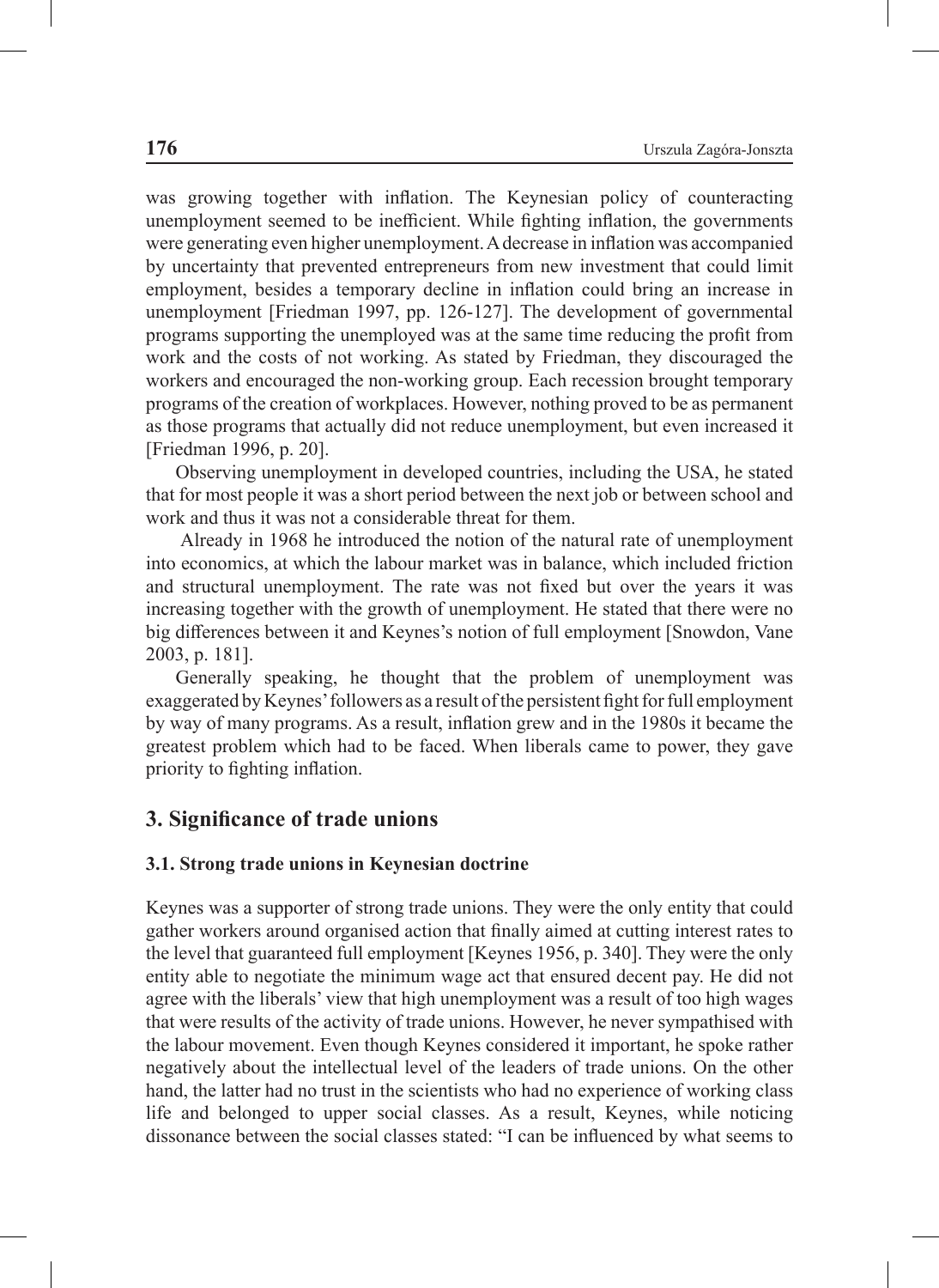was growing together with inflation. The Keynesian policy of counteracting unemployment seemed to be inefficient. While fighting inflation, the governments were generating even higher unemployment. A decrease in inflation was accompanied by uncertainty that prevented entrepreneurs from new investment that could limit employment, besides a temporary decline in inflation could bring an increase in unemployment [Friedman 1997, pp. 126-127]. The development of governmental programs supporting the unemployed was at the same time reducing the profit from work and the costs of not working. As stated by Friedman, they discouraged the workers and encouraged the non-working group. Each recession brought temporary programs of the creation of workplaces. However, nothing proved to be as permanent as those programs that actually did not reduce unemployment, but even increased it [Friedman 1996, p. 20].

Observing unemployment in developed countries, including the USA, he stated that for most people it was a short period between the next job or between school and work and thus it was not a considerable threat for them.

Already in 1968 he introduced the notion of the natural rate of unemployment into economics, at which the labour market was in balance, which included friction and structural unemployment. The rate was not fixed but over the years it was increasing together with the growth of unemployment. He stated that there were no big differences between it and Keynes's notion of full employment [Snowdon, Vane 2003, p. 181].

Generally speaking, he thought that the problem of unemployment was exaggerated by Keynes' followers as a result of the persistent fight for full employment by way of many programs. As a result, inflation grew and in the 1980s it became the greatest problem which had to be faced. When liberals came to power, they gave priority to fighting inflation.

## 3. Significance of trade unions

### 3.1. Strong trade unions in Keynesian doctrine

Keynes was a supporter of strong trade unions. They were the only entity that could gather workers around organised action that finally aimed at cutting interest rates to the level that guaranteed full employment [Keynes 1956, p. 340]. They were the only entity able to negotiate the minimum wage act that ensured decent pay. He did not agree with the liberals' view that high unemployment was a result of too high wages that were results of the activity of trade unions. However, he never sympathised with the labour movement. Even though Keynes considered it important, he spoke rather negatively about the intellectual level of the leaders of trade unions. On the other hand, the latter had no trust in the scientists who had no experience of working class life and belonged to upper social classes. As a result, Keynes, while noticing dissonance between the social classes stated: "I can be influenced by what seems to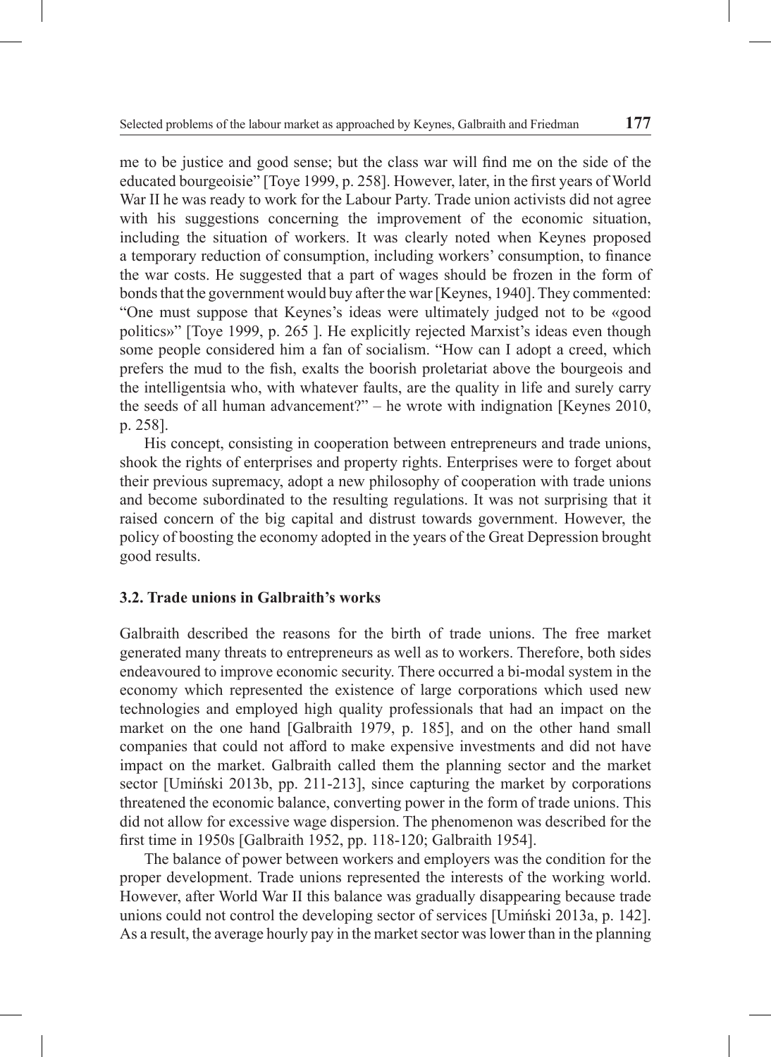me to be justice and good sense; but the class war will find me on the side of the educated bourgeoisie" [Toye 1999, p. 258]. However, later, in the first years of World War II he was ready to work for the Labour Party. Trade union activists did not agree with his suggestions concerning the improvement of the economic situation, including the situation of workers. It was clearly noted when Keynes proposed a temporary reduction of consumption, including workers' consumption, to finance the war costs. He suggested that a part of wages should be frozen in the form of bonds that the government would buy after the war [Keynes, 1940]. They commented: "One must suppose that Keynes's ideas were ultimately judged not to be «good politics»" [Toye 1999, p. 265 ]. He explicitly rejected Marxist's ideas even though some people considered him a fan of socialism. "How can I adopt a creed, which prefers the mud to the fish, exalts the boorish proletariat above the bourgeois and the intelligentsia who, with whatever faults, are the quality in life and surely carry the seeds of all human advancement?" – he wrote with indignation [Keynes 2010, p. 258].

His concept, consisting in cooperation between entrepreneurs and trade unions, shook the rights of enterprises and property rights. Enterprises were to forget about their previous supremacy, adopt a new philosophy of cooperation with trade unions and become subordinated to the resulting regulations. It was not surprising that it raised concern of the big capital and distrust towards government. However, the policy of boosting the economy adopted in the years of the Great Depression brought good results.

### 3.2. Trade unions in Galbraith's works

Galbraith described the reasons for the birth of trade unions. The free market generated many threats to entrepreneurs as well as to workers. Therefore, both sides endeavoured to improve economic security. There occurred a bi-modal system in the economy which represented the existence of large corporations which used new technologies and employed high quality professionals that had an impact on the market on the one hand [Galbraith 1979, p. 185], and on the other hand small companies that could not afford to make expensive investments and did not have impact on the market. Galbraith called them the planning sector and the market sector [Umiński 2013b, pp. 211-213], since capturing the market by corporations threatened the economic balance, converting power in the form of trade unions. This did not allow for excessive wage dispersion. The phenomenon was described for the first time in 1950s [Galbraith 1952, pp. 118-120; Galbraith 1954].

The balance of power between workers and employers was the condition for the proper development. Trade unions represented the interests of the working world. However, after World War II this balance was gradually disappearing because trade unions could not control the developing sector of services [Umiński 2013a, p. 142]. As a result, the average hourly pay in the market sector was lower than in the planning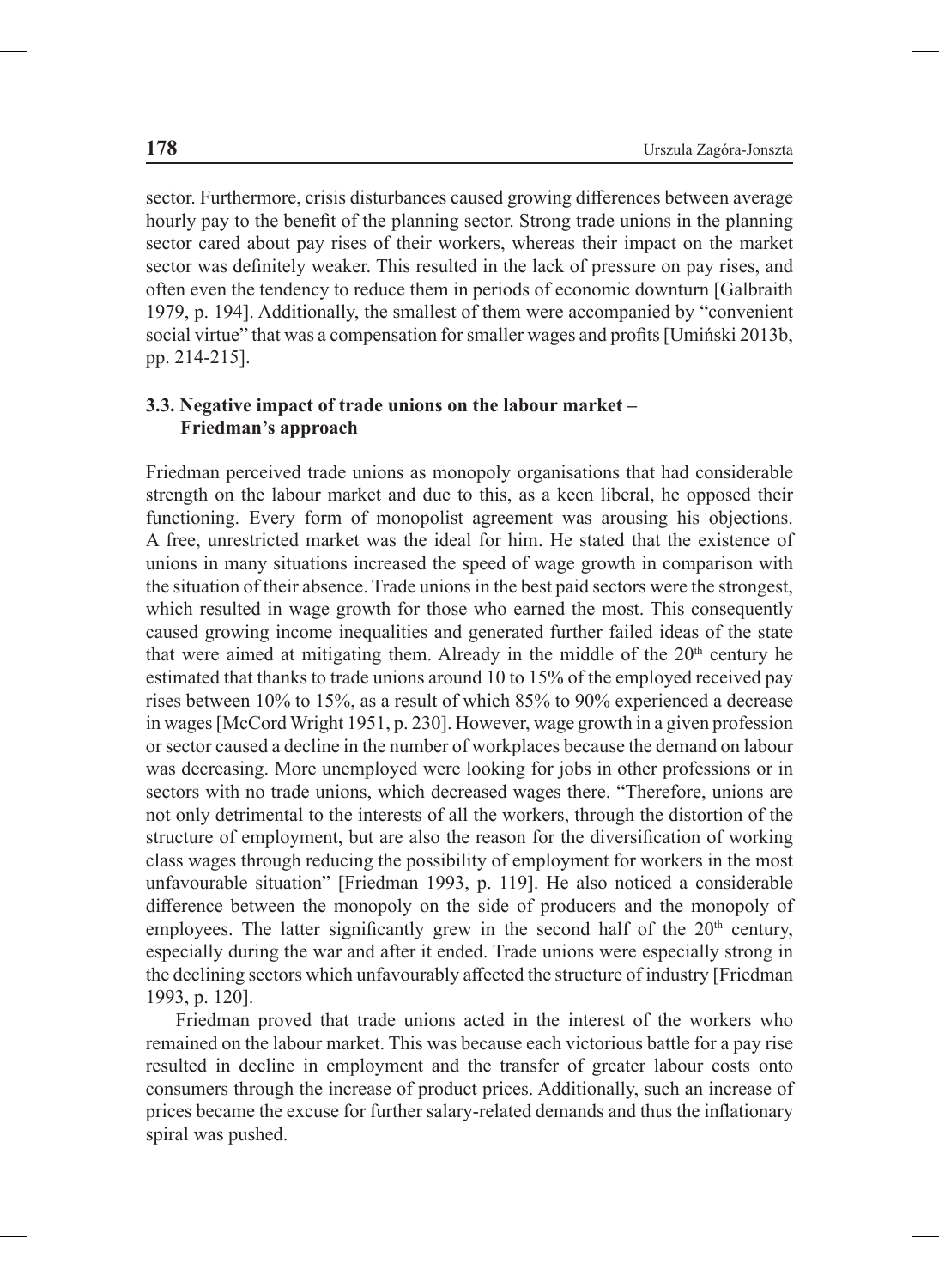sector. Furthermore, crisis disturbances caused growing differences between average hourly pay to the benefit of the planning sector. Strong trade unions in the planning sector cared about pay rises of their workers, whereas their impact on the market sector was definitely weaker. This resulted in the lack of pressure on pay rises, and often even the tendency to reduce them in periods of economic downturn [Galbraith 1979, p. 194]. Additionally, the smallest of them were accompanied by "convenient social virtue" that was a compensation for smaller wages and profits [Umiński 2013b, pp. 214-215].

### 3.3. Negative impact of trade unions on the labour market – Friedman's approach

Friedman perceived trade unions as monopoly organisations that had considerable strength on the labour market and due to this, as a keen liberal, he opposed their functioning. Every form of monopolist agreement was arousing his objections. A free, unrestricted market was the ideal for him. He stated that the existence of unions in many situations increased the speed of wage growth in comparison with the situation of their absence. Trade unions in the best paid sectors were the strongest, which resulted in wage growth for those who earned the most. This consequently caused growing income inequalities and generated further failed ideas of the state that were aimed at mitigating them. Already in the middle of the 20th century he estimated that thanks to trade unions around 10 to 15% of the employed received pay rises between 10% to 15%, as a result of which 85% to 90% experienced a decrease in wages [McCord Wright 1951, p. 230]. However, wage growth in a given profession or sector caused a decline in the number of workplaces because the demand on labour was decreasing. More unemployed were looking for jobs in other professions or in sectors with no trade unions, which decreased wages there. "Therefore, unions are not only detrimental to the interests of all the workers, through the distortion of the structure of employment, but are also the reason for the diversification of working class wages through reducing the possibility of employment for workers in the most unfavourable situation" [Friedman 1993, p. 119]. He also noticed a considerable difference between the monopoly on the side of producers and the monopoly of employees. The latter significantly grew in the second half of the 20th century, especially during the war and after it ended. Trade unions were especially strong in the declining sectors which unfavourably affected the structure of industry [Friedman 1993, p. 120].

Friedman proved that trade unions acted in the interest of the workers who remained on the labour market. This was because each victorious battle for a pay rise resulted in decline in employment and the transfer of greater labour costs onto consumers through the increase of product prices. Additionally, such an increase of prices became the excuse for further salary-related demands and thus the inflationary spiral was pushed.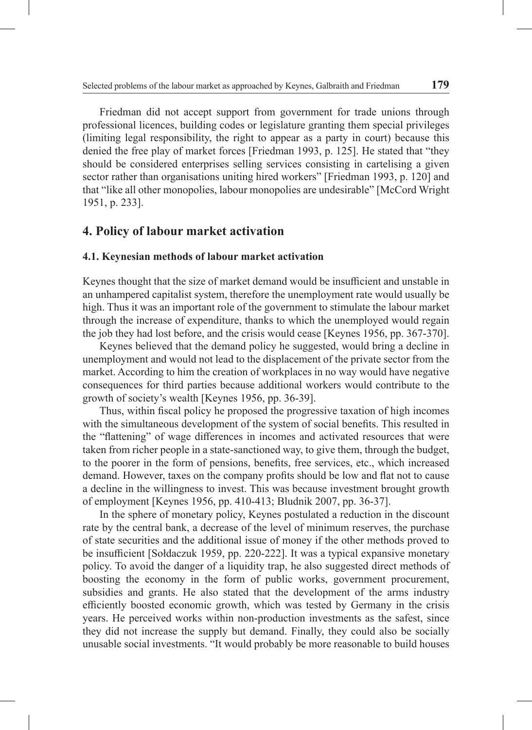Friedman did not accept support from government for trade unions through professional licences, building codes or legislature granting them special privileges (limiting legal responsibility, the right to appear as a party in court) because this denied the free play of market forces [Friedman 1993, p. 125]. He stated that "they should be considered enterprises selling services consisting in cartelising a given sector rather than organisations uniting hired workers" [Friedman 1993, p. 120] and that "like all other monopolies, labour monopolies are undesirable" [McCord Wright 1951, p. 233].

## 4. Policy of labour market activation

### 4.1. Keynesian methods of labour market activation

Keynes thought that the size of market demand would be insufficient and unstable in an unhampered capitalist system, therefore the unemployment rate would usually be high. Thus it was an important role of the government to stimulate the labour market through the increase of expenditure, thanks to which the unemployed would regain the job they had lost before, and the crisis would cease [Keynes 1956, pp. 367-370].

Keynes believed that the demand policy he suggested, would bring a decline in unemployment and would not lead to the displacement of the private sector from the market. According to him the creation of workplaces in no way would have negative consequences for third parties because additional workers would contribute to the growth of society's wealth [Keynes 1956, pp. 36-39].

Thus, within fiscal policy he proposed the progressive taxation of high incomes with the simultaneous development of the system of social benefits. This resulted in the "flattening" of wage differences in incomes and activated resources that were taken from richer people in a state-sanctioned way, to give them, through the budget, to the poorer in the form of pensions, benefits, free services, etc., which increased demand. However, taxes on the company profits should be low and flat not to cause a decline in the willingness to invest. This was because investment brought growth of employment [Keynes 1956, pp. 410-413; Bludnik 2007, pp. 36-37].

In the sphere of monetary policy, Keynes postulated a reduction in the discount rate by the central bank, a decrease of the level of minimum reserves, the purchase of state securities and the additional issue of money if the other methods proved to be insufficient [Sołdaczuk 1959, pp. 220-222]. It was a typical expansive monetary policy. To avoid the danger of a liquidity trap, he also suggested direct methods of boosting the economy in the form of public works, government procurement, subsidies and grants. He also stated that the development of the arms industry efficiently boosted economic growth, which was tested by Germany in the crisis years. He perceived works within non-production investments as the safest, since they did not increase the supply but demand. Finally, they could also be socially unusable social investments. "It would probably be more reasonable to build houses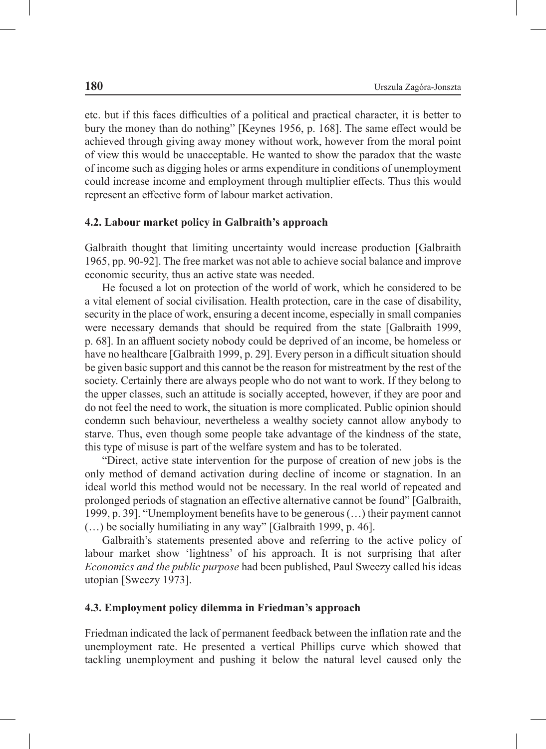etc. but if this faces difficulties of a political and practical character, it is better to bury the money than do nothing" [Keynes 1956, p. 168]. The same effect would be achieved through giving away money without work, however from the moral point of view this would be unacceptable. He wanted to show the paradox that the waste of income such as digging holes or arms expenditure in conditions of unemployment could increase income and employment through multiplier effects. Thus this would represent an effective form of labour market activation.

### 4.2. Labour market policy in Galbraith's approach

Galbraith thought that limiting uncertainty would increase production [Galbraith 1965, pp. 90-92]. The free market was not able to achieve social balance and improve economic security, thus an active state was needed.

He focused a lot on protection of the world of work, which he considered to be a vital element of social civilisation. Health protection, care in the case of disability, security in the place of work, ensuring a decent income, especially in small companies were necessary demands that should be required from the state [Galbraith 1999, p. 68]. In an affluent society nobody could be deprived of an income, be homeless or have no healthcare [Galbraith 1999, p. 29]. Every person in a difficult situation should be given basic support and this cannot be the reason for mistreatment by the rest of the society. Certainly there are always people who do not want to work. If they belong to the upper classes, such an attitude is socially accepted, however, if they are poor and do not feel the need to work, the situation is more complicated. Public opinion should condemn such behaviour, nevertheless a wealthy society cannot allow anybody to starve. Thus, even though some people take advantage of the kindness of the state, this type of misuse is part of the welfare system and has to be tolerated.

"Direct, active state intervention for the purpose of creation of new jobs is the only method of demand activation during decline of income or stagnation. In an ideal world this method would not be necessary. In the real world of repeated and prolonged periods of stagnation an effective alternative cannot be found" [Galbraith, 1999, p. 39]. "Unemployment benefits have to be generous (…) their payment cannot (…) be socially humiliating in any way" [Galbraith 1999, p. 46].

Galbraith's statements presented above and referring to the active policy of labour market show 'lightness' of his approach. It is not surprising that after *Economics and the public purpose* had been published, Paul Sweezy called his ideas utopian [Sweezy 1973].

### 4.3. Employment policy dilemma in Friedman's approach

Friedman indicated the lack of permanent feedback between the inflation rate and the unemployment rate. He presented a vertical Phillips curve which showed that tackling unemployment and pushing it below the natural level caused only the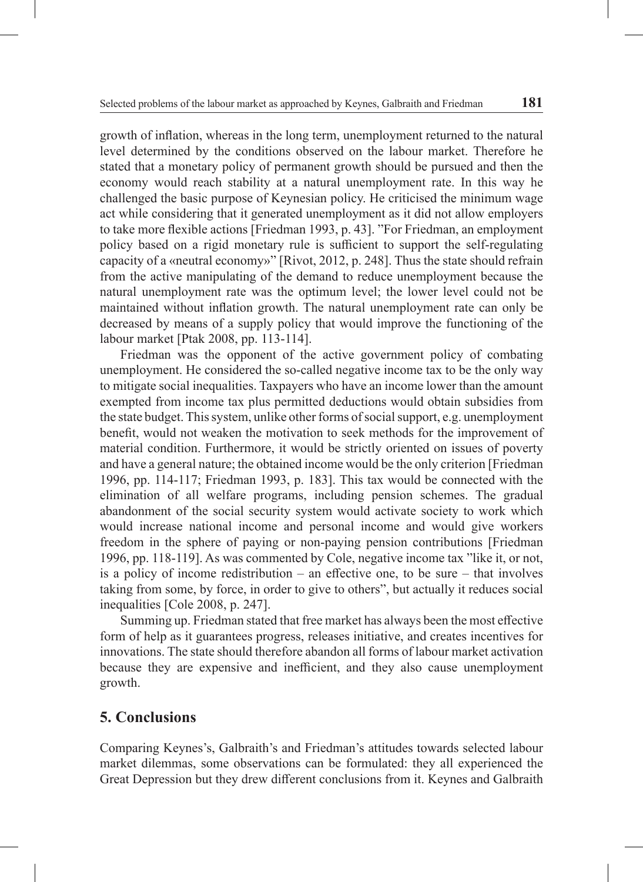growth of inflation, whereas in the long term, unemployment returned to the natural level determined by the conditions observed on the labour market. Therefore he stated that a monetary policy of permanent growth should be pursued and then the economy would reach stability at a natural unemployment rate. In this way he challenged the basic purpose of Keynesian policy. He criticised the minimum wage act while considering that it generated unemployment as it did not allow employers to take more flexible actions [Friedman 1993, p. 43]. "For Friedman, an employment policy based on a rigid monetary rule is sufficient to support the self-regulating capacity of a «neutral economy»" [Rivot, 2012, p. 248]. Thus the state should refrain from the active manipulating of the demand to reduce unemployment because the natural unemployment rate was the optimum level; the lower level could not be maintained without inflation growth. The natural unemployment rate can only be decreased by means of a supply policy that would improve the functioning of the labour market [Ptak 2008, pp. 113-114].

Friedman was the opponent of the active government policy of combating unemployment. He considered the so-called negative income tax to be the only way to mitigate social inequalities. Taxpayers who have an income lower than the amount exempted from income tax plus permitted deductions would obtain subsidies from the state budget. This system, unlike other forms of social support, e.g. unemployment benefit, would not weaken the motivation to seek methods for the improvement of material condition. Furthermore, it would be strictly oriented on issues of poverty and have a general nature; the obtained income would be the only criterion [Friedman 1996, pp. 114-117; Friedman 1993, p. 183]. This tax would be connected with the elimination of all welfare programs, including pension schemes. The gradual abandonment of the social security system would activate society to work which would increase national income and personal income and would give workers freedom in the sphere of paying or non-paying pension contributions [Friedman 1996, pp. 118-119]. As was commented by Cole, negative income tax "like it, or not, is a policy of income redistribution – an effective one, to be sure – that involves taking from some, by force, in order to give to others", but actually it reduces social inequalities [Cole 2008, p. 247].

Summing up. Friedman stated that free market has always been the most effective form of help as it guarantees progress, releases initiative, and creates incentives for innovations. The state should therefore abandon all forms of labour market activation because they are expensive and inefficient, and they also cause unemployment growth.

## 5. Conclusions

Comparing Keynes's, Galbraith's and Friedman's attitudes towards selected labour market dilemmas, some observations can be formulated: they all experienced the Great Depression but they drew different conclusions from it. Keynes and Galbraith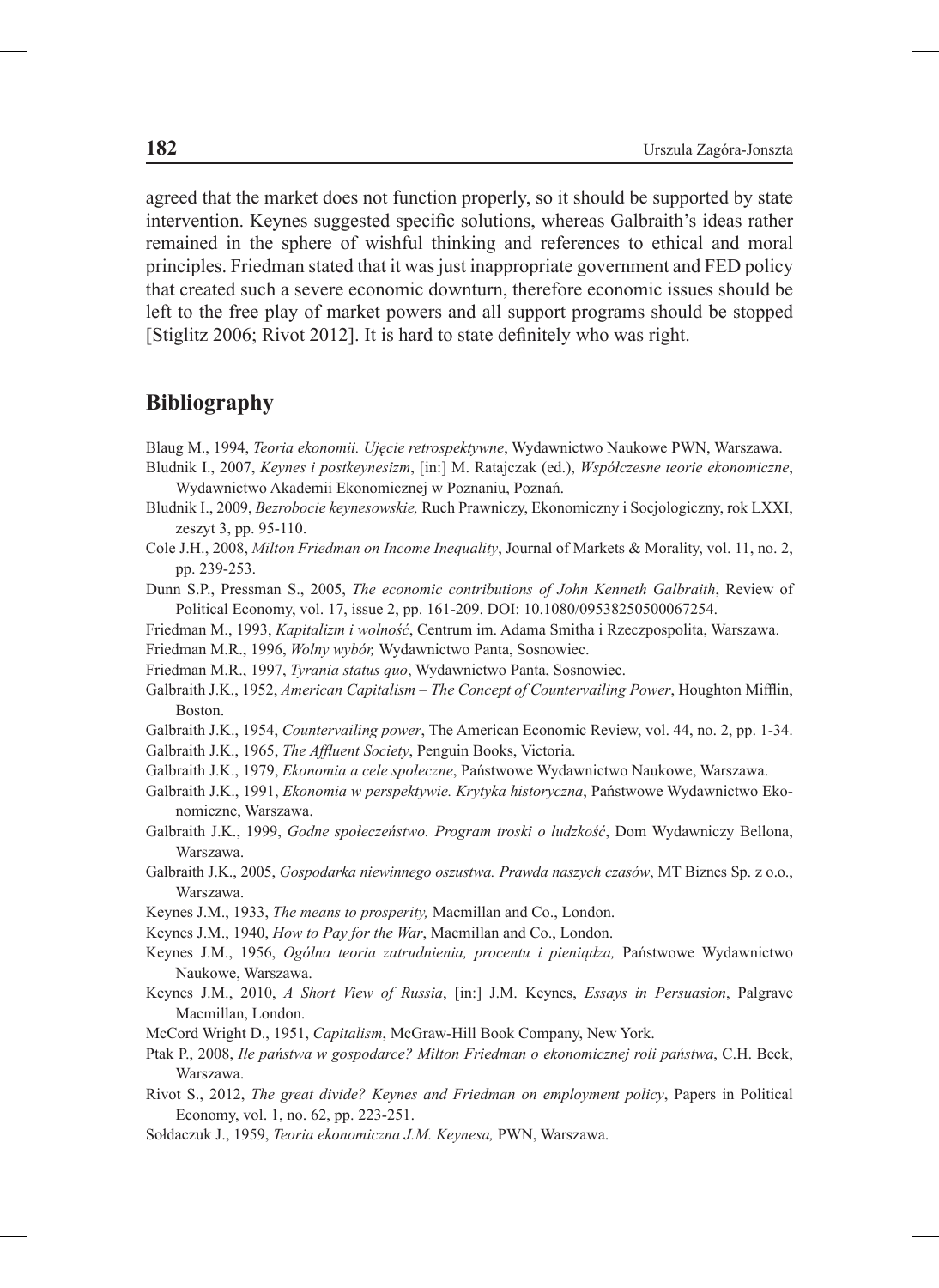agreed that the market does not function properly, so it should be supported by state intervention. Keynes suggested specific solutions, whereas Galbraith's ideas rather remained in the sphere of wishful thinking and references to ethical and moral principles. Friedman stated that it was just inappropriate government and FED policy that created such a severe economic downturn, therefore economic issues should be left to the free play of market powers and all support programs should be stopped [Stiglitz 2006; Rivot 2012]. It is hard to state definitely who was right.

## Bibliography

Blaug M., 1994, *Teoria ekonomii. Ujęcie retrospektywne*, Wydawnictwo Naukowe PWN, Warszawa.

Bludnik I., 2007, *Keynes i postkeynesizm*, [in:] M. Ratajczak (ed.), *Współczesne teorie ekonomiczne*, Wydawnictwo Akademii Ekonomicznej w Poznaniu, Poznań.

Bludnik I., 2009, *Bezrobocie keynesowskie,* Ruch Prawniczy, Ekonomiczny i Socjologiczny, rok LXXI, zeszyt 3, pp. 95-110.

Cole J.H., 2008, *Milton Friedman on Income Inequality*, Journal of Markets & Morality, vol. 11, no. 2, pp. 239-253.

Dunn S.P., Pressman S., 2005, *The economic contributions of John Kenneth Galbraith*, Review of Political Economy, vol. 17, issue 2, pp. 161-209. DOI: 10.1080/09538250500067254.

Friedman M., 1993, *Kapitalizm i wolność*, Centrum im. Adama Smitha i Rzeczpospolita, Warszawa.

Friedman M.R., 1996, *Wolny wybór,* Wydawnictwo Panta, Sosnowiec.

Friedman M.R., 1997, *Tyrania status quo*, Wydawnictwo Panta, Sosnowiec.

Galbraith J.K., 1952, *American Capitalism – The Concept of Countervailing Power*, Houghton Mifflin, Boston.

Galbraith J.K., 1954, *Countervailing power*, The American Economic Review, vol. 44, no. 2, pp. 1-34.

Galbraith J.K., 1965, *The Affluent Society*, Penguin Books, Victoria.

Galbraith J.K., 1979, *Ekonomia a cele społeczne*, Państwowe Wydawnictwo Naukowe, Warszawa.

Galbraith J.K., 1991, *Ekonomia w perspektywie. Krytyka historyczna*, Państwowe Wydawnictwo Ekonomiczne, Warszawa.

Galbraith J.K., 1999, *Godne społeczeństwo. Program troski o ludzkość*, Dom Wydawniczy Bellona, Warszawa.

Galbraith J.K., 2005, *Gospodarka niewinnego oszustwa. Prawda naszych czasów*, MT Biznes Sp. z o.o., Warszawa.

Keynes J.M., 1933, *The means to prosperity,* Macmillan and Co., London.

Keynes J.M., 1940, *How to Pay for the War*, Macmillan and Co., London.

Keynes J.M., 1956, *Ogólna teoria zatrudnienia, procentu i pieniądza,* Państwowe Wydawnictwo Naukowe, Warszawa.

Keynes J.M., 2010, *A Short View of Russia*, [in:] J.M. Keynes, *Essays in Persuasion*, Palgrave Macmillan, London.

McCord Wright D., 1951, *Capitalism*, McGraw-Hill Book Company, New York.

Ptak P., 2008, *Ile państwa w gospodarce? Milton Friedman o ekonomicznej roli państwa*, C.H. Beck, Warszawa.

Rivot S., 2012, *The great divide? Keynes and Friedman on employment policy*, Papers in Political Economy, vol. 1, no. 62, pp. 223-251.

Sołdaczuk J., 1959, *Teoria ekonomiczna J.M. Keynesa,* PWN, Warszawa.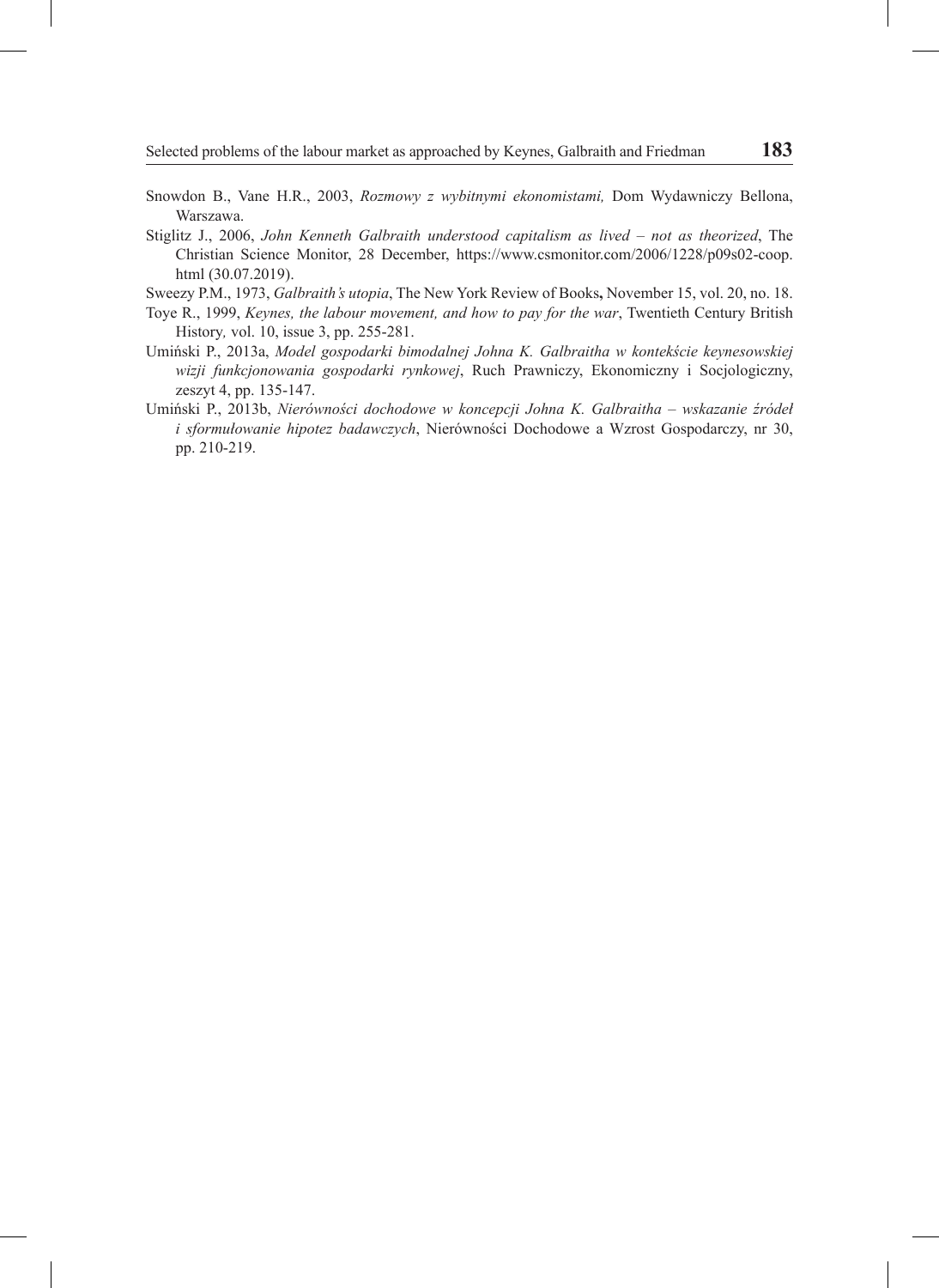Snowdon B., Vane H.R., 2003, *Rozmowy z wybitnymi ekonomistami,* Dom Wydawniczy Bellona, Warszawa.

Stiglitz J., 2006, *John Kenneth Galbraith understood capitalism as lived – not as theorized*, The Christian Science Monitor, 28 December, https://www.csmonitor.com/2006/1228/p09s02-coop.html (30.07.2019).

Sweezy P.M., 1973, *Galbraith's utopia*, The New York Review of Books**,** November 15, vol. 20, no. 18.

Toye R., 1999, *Keynes, the labour movement, and how to pay for the war*, Twentieth Century British History*,* vol. 10, issue 3, pp. 255-281.

Umiński P., 2013a, *Model gospodarki bimodalnej Johna K. Galbraitha w kontekście keynesowskiej wizji funkcjonowania gospodarki rynkowej*, Ruch Prawniczy, Ekonomiczny i Socjologiczny, zeszyt 4, pp. 135-147.

Umiński P., 2013b, *Nierówności dochodowe w koncepcji Johna K. Galbraitha – wskazanie źródeł i sformułowanie hipotez badawczych*, Nierówności Dochodowe a Wzrost Gospodarczy, nr 30, pp. 210-219.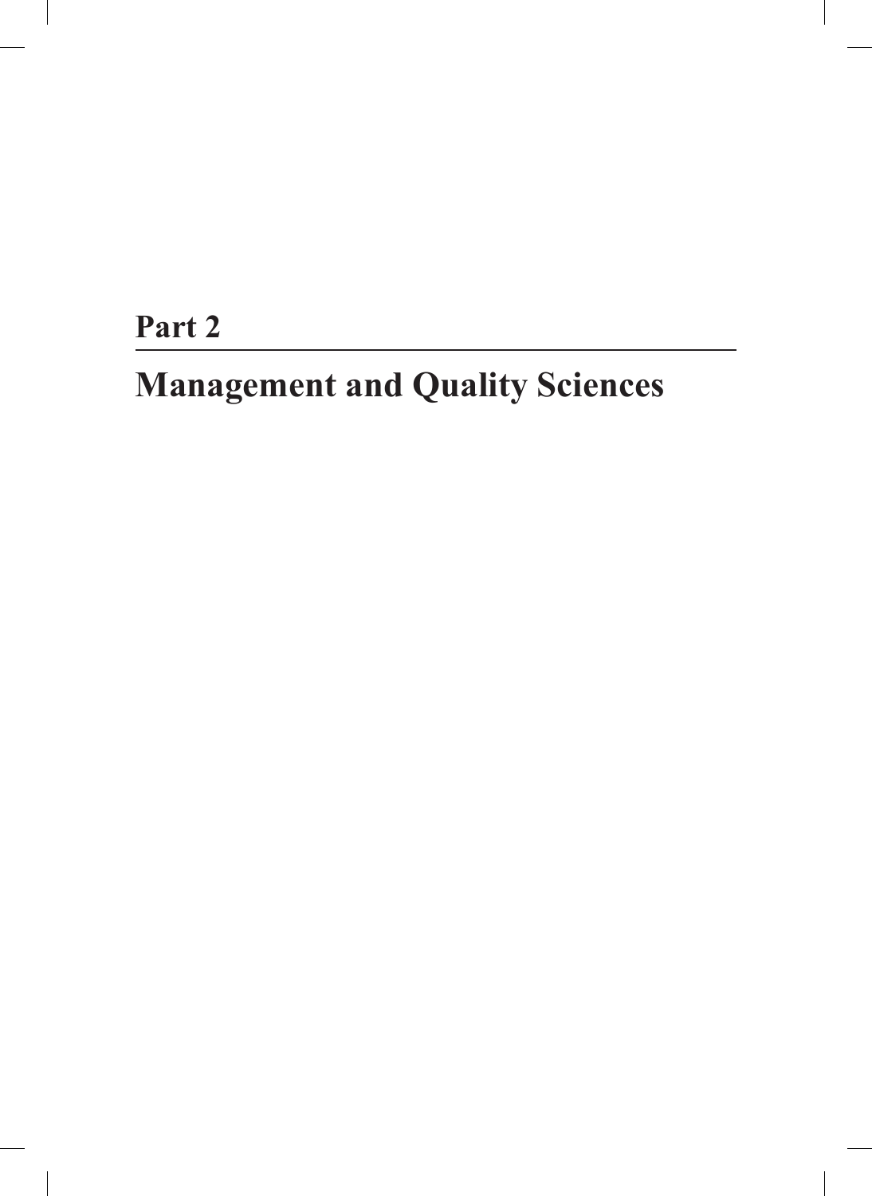# Part 2

# Management and Quality Sciences